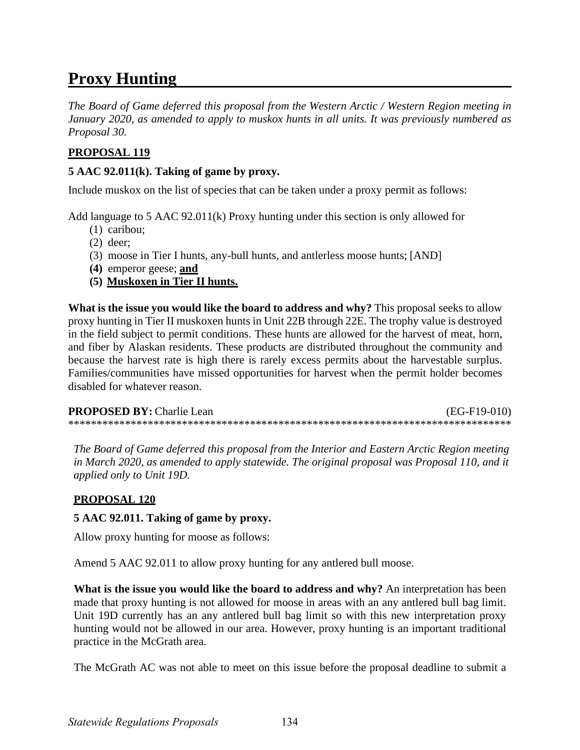# Proxy Hunting

*The Board of Game deferred this proposal from the Western Arctic / Western Region meeting in January 2020, as amended to apply to muskox hunts in all units. It was previously numbered as Proposal 30.*

## PROPOSAL 119

**5 AAC 92.011(k). Taking of game by proxy.**

Include muskox on the list of species that can be taken under a proxy permit as follows:

Add language to 5 AAC 92.011(k) Proxy hunting under this section is only allowed for

(1) caribou;
(2) deer;
(3) moose in Tier I hunts, any-bull hunts, and antlerless moose hunts; [AND]
**(4)** emperor geese; **<u>and</u>**
**(5) <u>Muskoxen in Tier II hunts.</u>**

**What is the issue you would like the board to address and why?** This proposal seeks to allow proxy hunting in Tier II muskoxen hunts in Unit 22B through 22E. The trophy value is destroyed in the field subject to permit conditions. These hunts are allowed for the harvest of meat, horn, and fiber by Alaskan residents. These products are distributed throughout the community and because the harvest rate is high there is rarely excess permits about the harvestable surplus. Families/communities have missed opportunities for harvest when the permit holder becomes disabled for whatever reason.

**PROPOSED BY:** Charlie Lean (EG-F19-010)

******************************************************************************

*The Board of Game deferred this proposal from the Interior and Eastern Arctic Region meeting in March 2020, as amended to apply statewide. The original proposal was Proposal 110, and it applied only to Unit 19D.*

## PROPOSAL 120

**5 AAC 92.011. Taking of game by proxy.**

Allow proxy hunting for moose as follows:

Amend 5 AAC 92.011 to allow proxy hunting for any antlered bull moose.

**What is the issue you would like the board to address and why?** An interpretation has been made that proxy hunting is not allowed for moose in areas with an any antlered bull bag limit. Unit 19D currently has an any antlered bull bag limit so with this new interpretation proxy hunting would not be allowed in our area. However, proxy hunting is an important traditional practice in the McGrath area.

The McGrath AC was not able to meet on this issue before the proposal deadline to submit a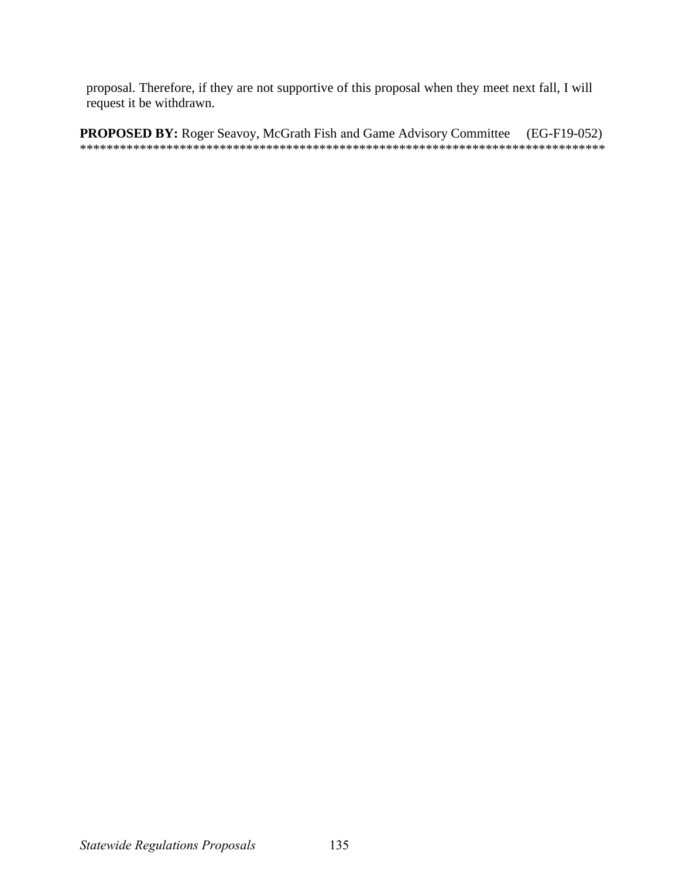proposal. Therefore, if they are not supportive of this proposal when they meet next fall, I will request it be withdrawn.

**PROPOSED BY:** Roger Seavoy, McGrath Fish and Game Advisory Committee (EG-F19-052)
******************************************************************************